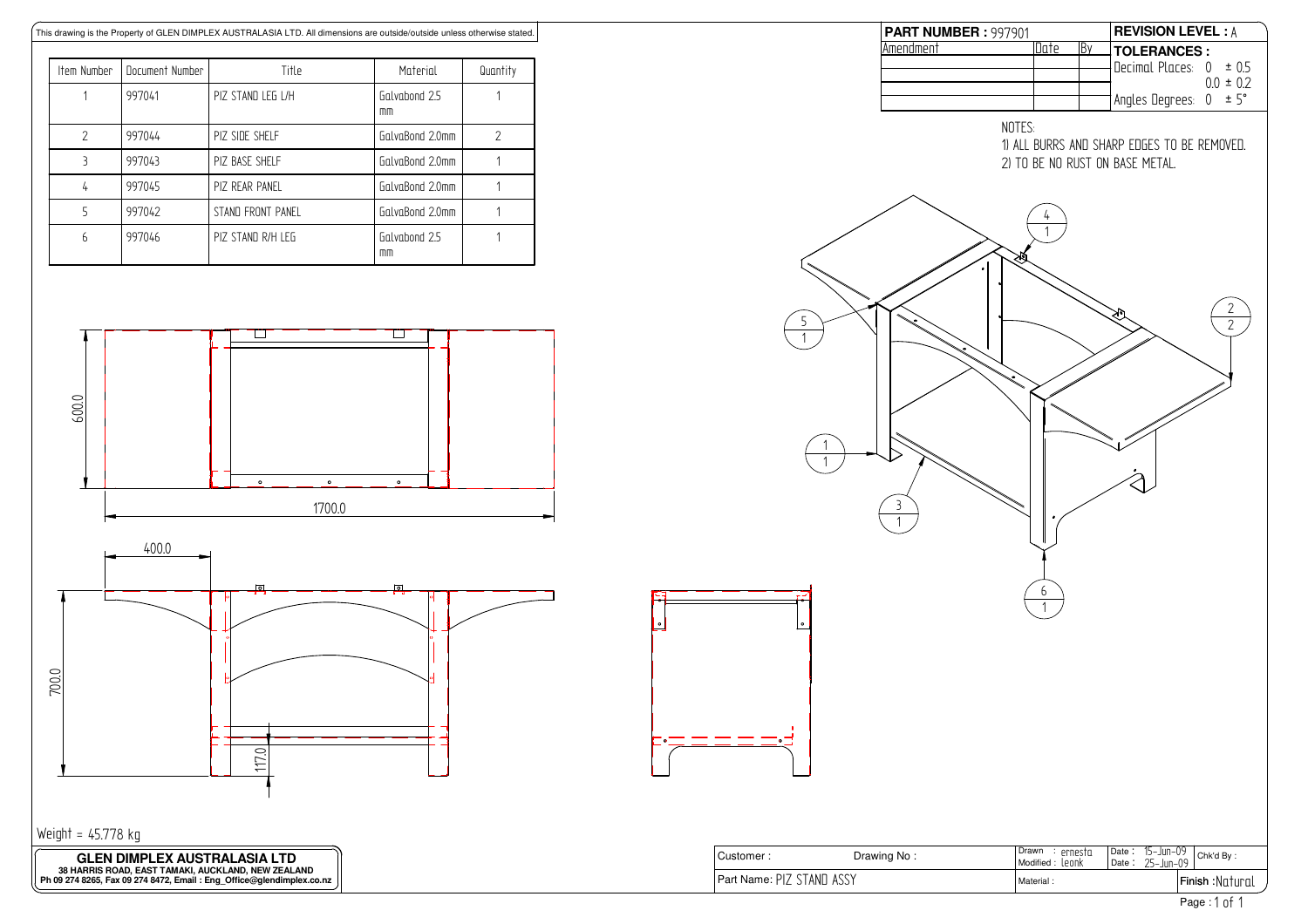This drawing is the Property of GLEN DIMPLEX AUSTRALASIA LTD. All dimensions are outside/outside unless otherwise stated.

| Item Number | Document Number | Title | Material | Quantity |
|---|---|---|---|---|
| 1 | 997041 | PIZ STAND LEG L/H | Galvabond 2.5 mm | 1 |
| 2 | 997044 | PIZ SIDE SHELF | GalvaBond 2.0mm | 2 |
| 3 | 997043 | PIZ BASE SHELF | GalvaBond 2.0mm | 1 |
| 4 | 997045 | PIZ REAR PANEL | GalvaBond 2.0mm | 1 |
| 5 | 997042 | STAND FRONT PANEL | GalvaBond 2.0mm | 1 |
| 6 | 997046 | PIZ STAND R/H LEG | Galvabond 2.5 mm | 1 |

**PART NUMBER :** 997901

**REVISION LEVEL :** A

| Amendment | Date | By |
|---|---|---|
| | | |
| | | |
| | | |

**TOLERANCES :**

Decimal Places: 0 ± 0.5
0.0 ± 0.2

Angles Degrees: 0 ± 5°

NOTES:

1) ALL BURRS AND SHARP EDGES TO BE REMOVED.

2) TO BE NO RUST ON BASE METAL.

600.0

1700.0

400.0

700.0

117.0

Weight = 45.778 kg

**GLEN DIMPLEX AUSTRALASIA LTD**

**38 HARRIS ROAD, EAST TAMAKI, AUCKLAND, NEW ZEALAND**

**Ph 09 274 8265, Fax 09 274 8472, Email : Eng_Office@glendimplex.co.nz**

| Customer : | Drawing No : | Drawn : ernesta<br>Modified : leonk | Date : 15-Jun-09<br>Date : 25-Jun-09 | Chk'd By : |
|---|---|---|---|---|
| Part Name: PIZ STAND ASSY | | Material : | | Finish : Natural |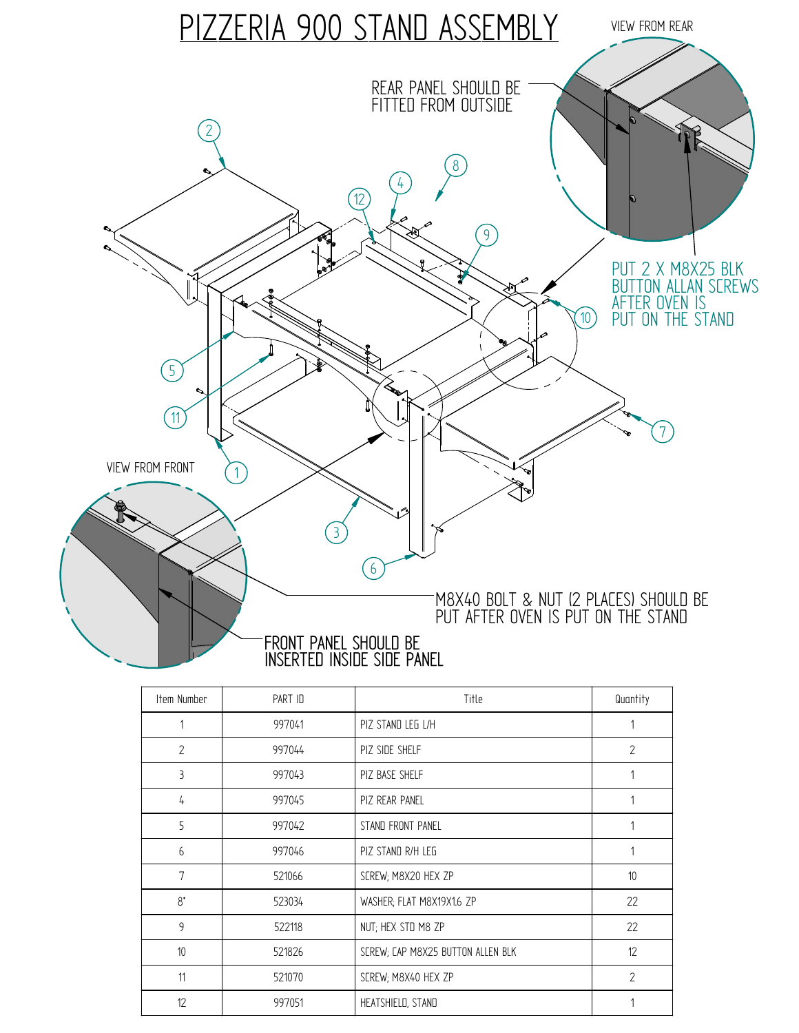# PIZZERIA 900 STAND ASSEMBLY

VIEW FROM REAR

REAR PANEL SHOULD BE FITTED FROM OUTSIDE

PUT 2 X M8X25 BLK BUTTON ALLAN SCREWS AFTER OVEN IS PUT ON THE STAND

VIEW FROM FRONT

M8X40 BOLT & NUT (2 PLACES) SHOULD BE PUT AFTER OVEN IS PUT ON THE STAND

FRONT PANEL SHOULD BE INSERTED INSIDE SIDE PANEL

1
2
3
4
5
6
7
8
9
10
11
12

| Item Number | PART ID | Title | Quantity |
|---|---|---|---|
| 1 | 997041 | PIZ STAND LEG L/H | 1 |
| 2 | 997044 | PIZ SIDE SHELF | 2 |
| 3 | 997043 | PIZ BASE SHELF | 1 |
| 4 | 997045 | PIZ REAR PANEL | 1 |
| 5 | 997042 | STAND FRONT PANEL | 1 |
| 6 | 997046 | PIZ STAND R/H LEG | 1 |
| 7 | 521066 | SCREW; M8X20 HEX ZP | 10 |
| 8* | 523034 | WASHER; FLAT M8X19X1.6 ZP | 22 |
| 9 | 522118 | NUT; HEX STD M8 ZP | 22 |
| 10 | 521826 | SCREW; CAP M8X25 BUTTON ALLEN BLK | 12 |
| 11 | 521070 | SCREW; M8X40 HEX ZP | 2 |
| 12 | 997051 | HEATSHIELD, STAND | 1 |